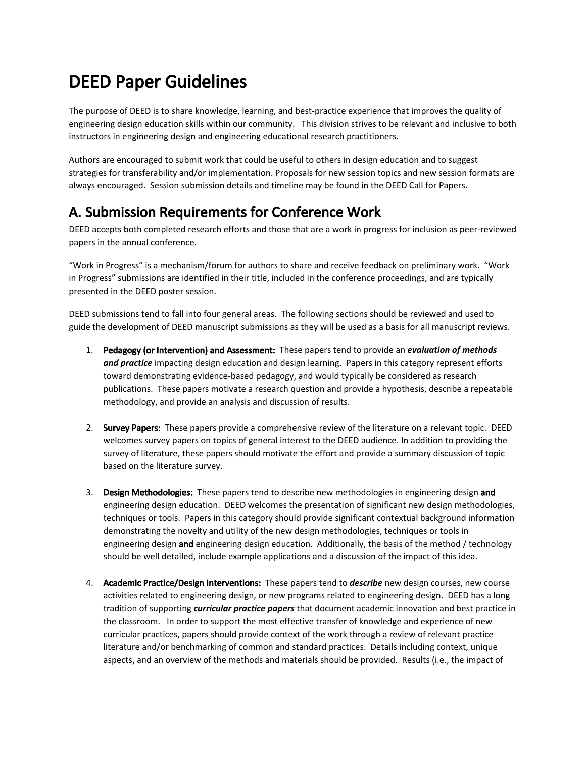# DEED Paper Guidelines

The purpose of DEED is to share knowledge, learning, and best-practice experience that improves the quality of engineering design education skills within our community. This division strives to be relevant and inclusive to both instructors in engineering design and engineering educational research practitioners.

Authors are encouraged to submit work that could be useful to others in design education and to suggest strategies for transferability and/or implementation. Proposals for new session topics and new session formats are always encouraged. Session submission details and timeline may be found in the DEED Call for Papers.

## A. Submission Requirements for Conference Work

DEED accepts both completed research efforts and those that are a work in progress for inclusion as peer-reviewed papers in the annual conference.

"Work in Progress" is a mechanism/forum for authors to share and receive feedback on preliminary work. "Work in Progress" submissions are identified in their title, included in the conference proceedings, and are typically presented in the DEED poster session.

DEED submissions tend to fall into four general areas. The following sections should be reviewed and used to guide the development of DEED manuscript submissions as they will be used as a basis for all manuscript reviews.

1. **Pedagogy (or Intervention) and Assessment:** These papers tend to provide an ***evaluation of methods and practice*** impacting design education and design learning. Papers in this category represent efforts toward demonstrating evidence-based pedagogy, and would typically be considered as research publications. These papers motivate a research question and provide a hypothesis, describe a repeatable methodology, and provide an analysis and discussion of results.

2. **Survey Papers:** These papers provide a comprehensive review of the literature on a relevant topic. DEED welcomes survey papers on topics of general interest to the DEED audience. In addition to providing the survey of literature, these papers should motivate the effort and provide a summary discussion of topic based on the literature survey.

3. **Design Methodologies:** These papers tend to describe new methodologies in engineering design **and** engineering design education. DEED welcomes the presentation of significant new design methodologies, techniques or tools. Papers in this category should provide significant contextual background information demonstrating the novelty and utility of the new design methodologies, techniques or tools in engineering design **and** engineering design education. Additionally, the basis of the method / technology should be well detailed, include example applications and a discussion of the impact of this idea.

4. **Academic Practice/Design Interventions:** These papers tend to ***describe*** new design courses, new course activities related to engineering design, or new programs related to engineering design. DEED has a long tradition of supporting ***curricular practice papers*** that document academic innovation and best practice in the classroom. In order to support the most effective transfer of knowledge and experience of new curricular practices, papers should provide context of the work through a review of relevant practice literature and/or benchmarking of common and standard practices. Details including context, unique aspects, and an overview of the methods and materials should be provided. Results (i.e., the impact of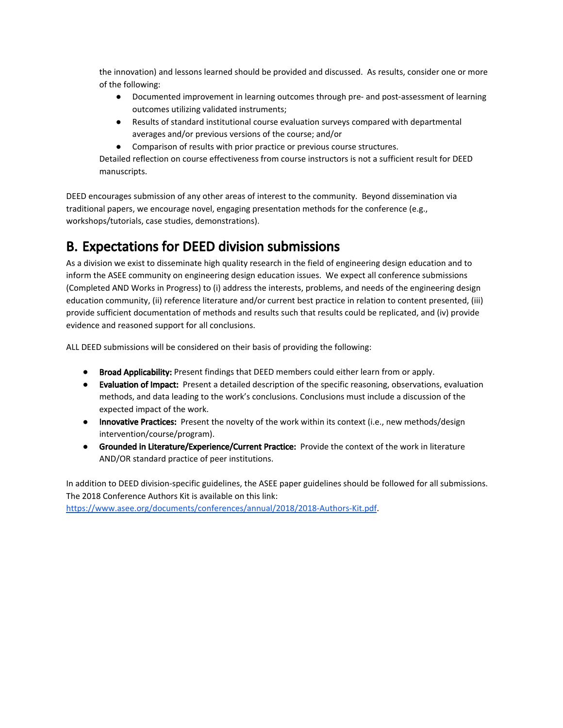the innovation) and lessons learned should be provided and discussed. As results, consider one or more of the following:

- Documented improvement in learning outcomes through pre- and post-assessment of learning outcomes utilizing validated instruments;
- Results of standard institutional course evaluation surveys compared with departmental averages and/or previous versions of the course; and/or
- Comparison of results with prior practice or previous course structures.

Detailed reflection on course effectiveness from course instructors is not a sufficient result for DEED manuscripts.

DEED encourages submission of any other areas of interest to the community. Beyond dissemination via traditional papers, we encourage novel, engaging presentation methods for the conference (e.g., workshops/tutorials, case studies, demonstrations).

## B. Expectations for DEED division submissions

As a division we exist to disseminate high quality research in the field of engineering design education and to inform the ASEE community on engineering design education issues. We expect all conference submissions (Completed AND Works in Progress) to (i) address the interests, problems, and needs of the engineering design education community, (ii) reference literature and/or current best practice in relation to content presented, (iii) provide sufficient documentation of methods and results such that results could be replicated, and (iv) provide evidence and reasoned support for all conclusions.

ALL DEED submissions will be considered on their basis of providing the following:

- **Broad Applicability:** Present findings that DEED members could either learn from or apply.
- **Evaluation of Impact:** Present a detailed description of the specific reasoning, observations, evaluation methods, and data leading to the work's conclusions. Conclusions must include a discussion of the expected impact of the work.
- **Innovative Practices:** Present the novelty of the work within its context (i.e., new methods/design intervention/course/program).
- **Grounded in Literature/Experience/Current Practice:** Provide the context of the work in literature AND/OR standard practice of peer institutions.

In addition to DEED division-specific guidelines, the ASEE paper guidelines should be followed for all submissions. The 2018 Conference Authors Kit is available on this link: [https://www.asee.org/documents/conferences/annual/2018/2018-Authors-Kit.pdf](https://www.asee.org/documents/conferences/annual/2018/2018-Authors-Kit.pdf).